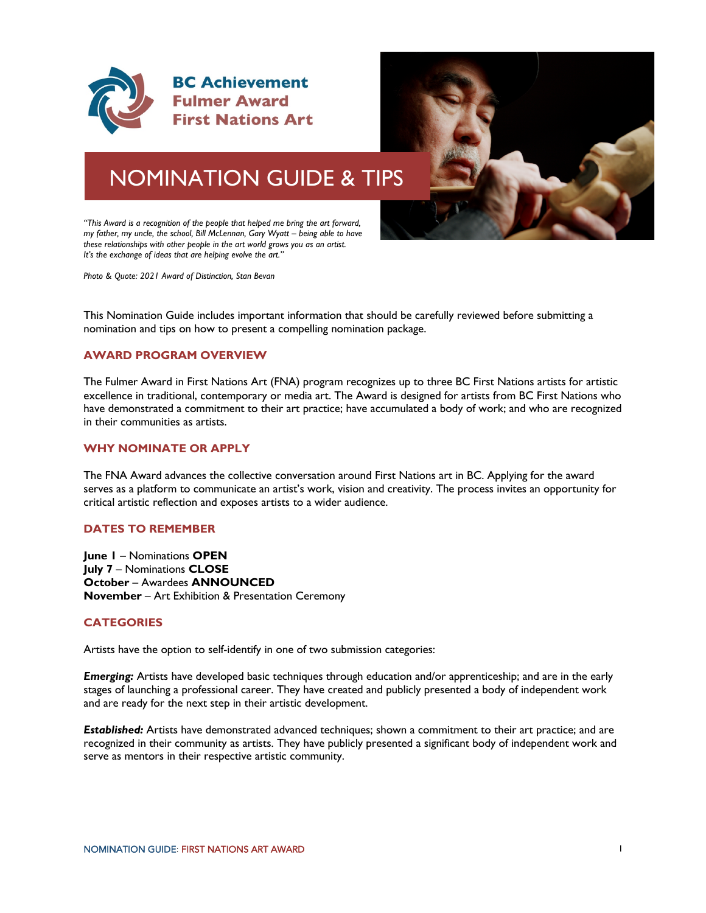**BC Achievement**
**Fulmer Award**
**First Nations Art**

# NOMINATION GUIDE & TIPS

*"This Award is a recognition of the people that helped me bring the art forward, my father, my uncle, the school, Bill McLennan, Gary Wyatt – being able to have these relationships with other people in the art world grows you as an artist. It's the exchange of ideas that are helping evolve the art."*

*Photo & Quote: 2021 Award of Distinction, Stan Bevan*

This Nomination Guide includes important information that should be carefully reviewed before submitting a nomination and tips on how to present a compelling nomination package.

## AWARD PROGRAM OVERVIEW

The Fulmer Award in First Nations Art (FNA) program recognizes up to three BC First Nations artists for artistic excellence in traditional, contemporary or media art. The Award is designed for artists from BC First Nations who have demonstrated a commitment to their art practice; have accumulated a body of work; and who are recognized in their communities as artists.

## WHY NOMINATE OR APPLY

The FNA Award advances the collective conversation around First Nations art in BC. Applying for the award serves as a platform to communicate an artist's work, vision and creativity. The process invites an opportunity for critical artistic reflection and exposes artists to a wider audience.

## DATES TO REMEMBER

**June 1** – Nominations **OPEN**
**July 7** – Nominations **CLOSE**
**October** – Awardees **ANNOUNCED**
**November** – Art Exhibition & Presentation Ceremony

## CATEGORIES

Artists have the option to self-identify in one of two submission categories:

***Emerging:*** Artists have developed basic techniques through education and/or apprenticeship; and are in the early stages of launching a professional career. They have created and publicly presented a body of independent work and are ready for the next step in their artistic development.

***Established:*** Artists have demonstrated advanced techniques; shown a commitment to their art practice; and are recognized in their community as artists. They have publicly presented a significant body of independent work and serve as mentors in their respective artistic community.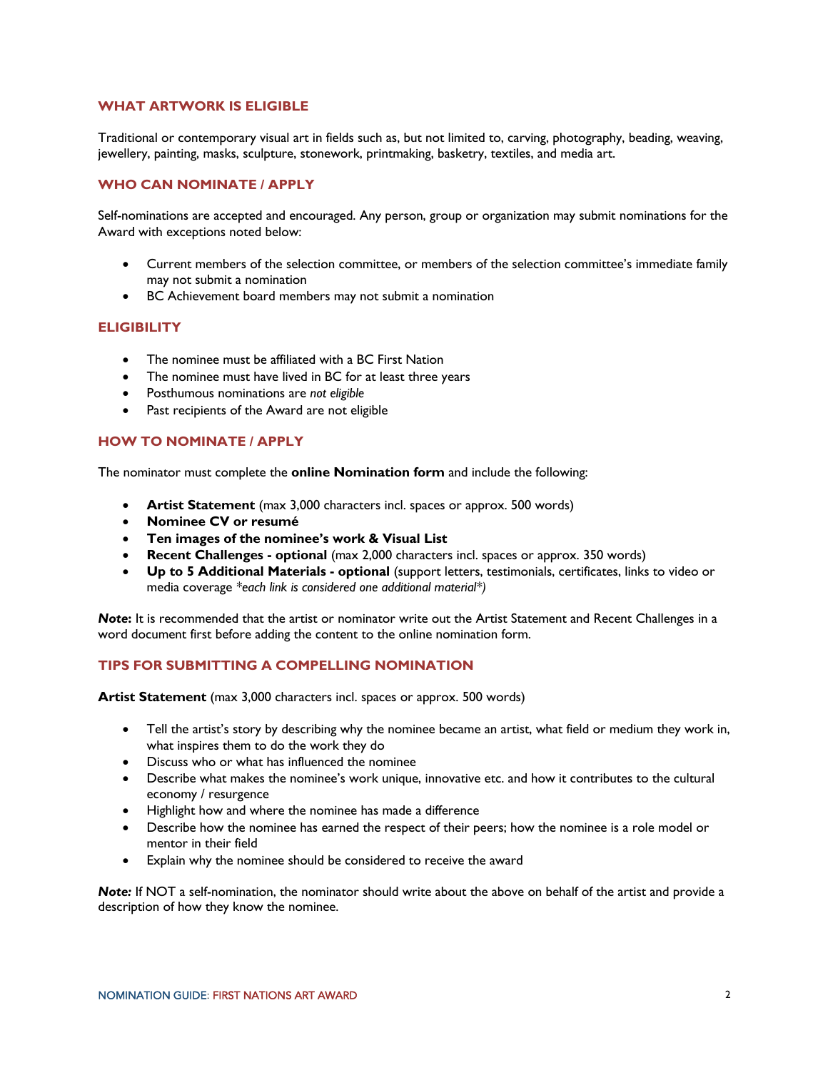## WHAT ARTWORK IS ELIGIBLE

Traditional or contemporary visual art in fields such as, but not limited to, carving, photography, beading, weaving, jewellery, painting, masks, sculpture, stonework, printmaking, basketry, textiles, and media art.

## WHO CAN NOMINATE / APPLY

Self-nominations are accepted and encouraged. Any person, group or organization may submit nominations for the Award with exceptions noted below:

- Current members of the selection committee, or members of the selection committee's immediate family may not submit a nomination
- BC Achievement board members may not submit a nomination

## ELIGIBILITY

- The nominee must be affiliated with a BC First Nation
- The nominee must have lived in BC for at least three years
- Posthumous nominations are *not eligible*
- Past recipients of the Award are not eligible

## HOW TO NOMINATE / APPLY

The nominator must complete the **online Nomination form** and include the following:

- **Artist Statement** (max 3,000 characters incl. spaces or approx. 500 words)
- **Nominee CV or resumé**
- **Ten images of the nominee's work & Visual List**
- **Recent Challenges - optional** (max 2,000 characters incl. spaces or approx. 350 words)
- **Up to 5 Additional Materials - optional** (support letters, testimonials, certificates, links to video or media coverage *\*each link is considered one additional material\**)

***Note:*** It is recommended that the artist or nominator write out the Artist Statement and Recent Challenges in a word document first before adding the content to the online nomination form.

## TIPS FOR SUBMITTING A COMPELLING NOMINATION

**Artist Statement** (max 3,000 characters incl. spaces or approx. 500 words)

- Tell the artist's story by describing why the nominee became an artist, what field or medium they work in, what inspires them to do the work they do
- Discuss who or what has influenced the nominee
- Describe what makes the nominee's work unique, innovative etc. and how it contributes to the cultural economy / resurgence
- Highlight how and where the nominee has made a difference
- Describe how the nominee has earned the respect of their peers; how the nominee is a role model or mentor in their field
- Explain why the nominee should be considered to receive the award

***Note:*** If NOT a self-nomination, the nominator should write about the above on behalf of the artist and provide a description of how they know the nominee.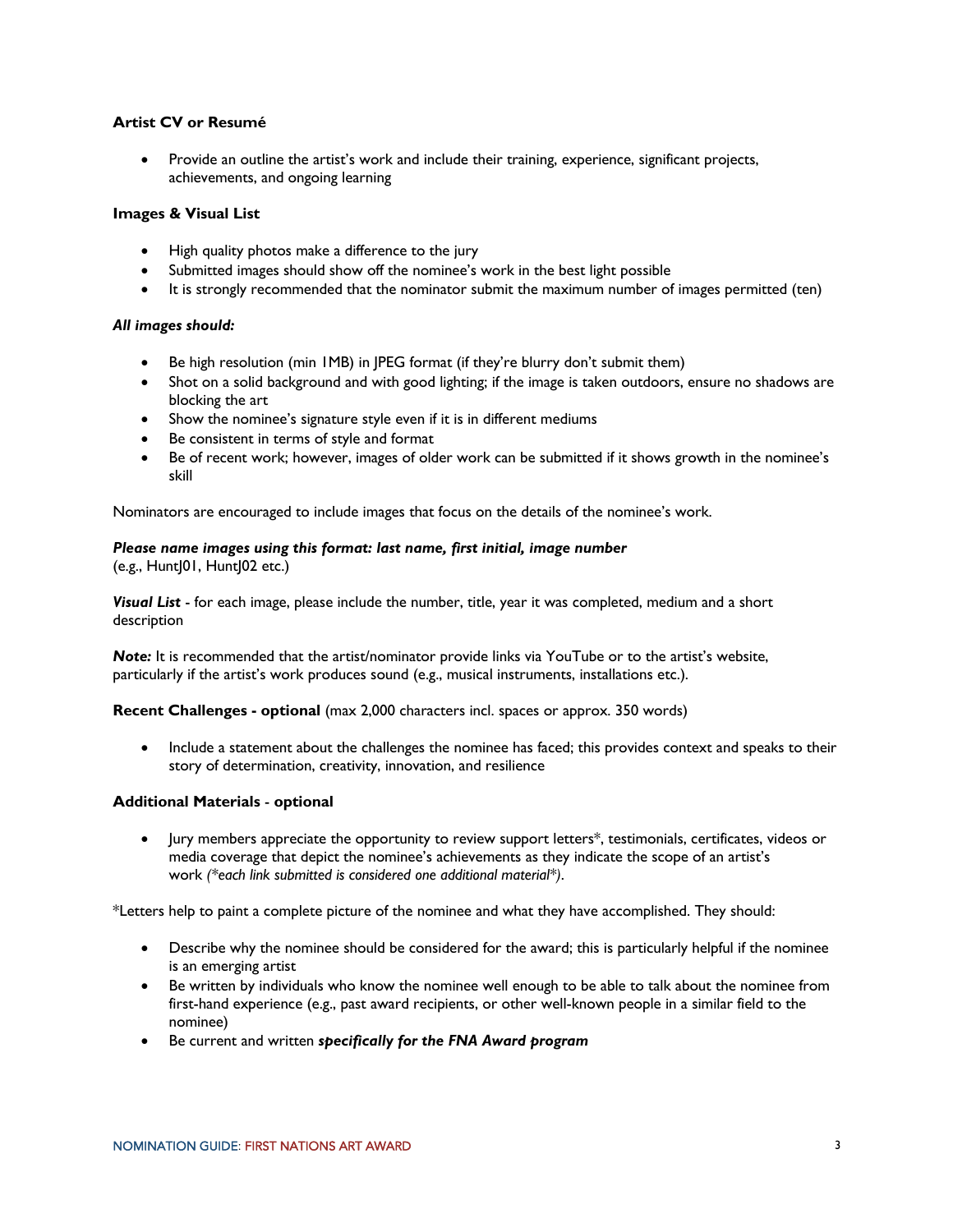**Artist CV or Resumé**

- Provide an outline the artist's work and include their training, experience, significant projects, achievements, and ongoing learning

**Images & Visual List**

- High quality photos make a difference to the jury
- Submitted images should show off the nominee's work in the best light possible
- It is strongly recommended that the nominator submit the maximum number of images permitted (ten)

***All images should:***

- Be high resolution (min 1MB) in JPEG format (if they're blurry don't submit them)
- Shot on a solid background and with good lighting; if the image is taken outdoors, ensure no shadows are blocking the art
- Show the nominee's signature style even if it is in different mediums
- Be consistent in terms of style and format
- Be of recent work; however, images of older work can be submitted if it shows growth in the nominee's skill

Nominators are encouraged to include images that focus on the details of the nominee's work.

***Please name images using this format: last name, first initial, image number***
(e.g., HuntJ01, HuntJ02 etc.)

***Visual List*** - for each image, please include the number, title, year it was completed, medium and a short description

***Note:*** It is recommended that the artist/nominator provide links via YouTube or to the artist's website, particularly if the artist's work produces sound (e.g., musical instruments, installations etc.).

**Recent Challenges - optional** (max 2,000 characters incl. spaces or approx. 350 words)

- Include a statement about the challenges the nominee has faced; this provides context and speaks to their story of determination, creativity, innovation, and resilience

**Additional Materials** - **optional**

- Jury members appreciate the opportunity to review support letters*, testimonials, certificates, videos or media coverage that depict the nominee's achievements as they indicate the scope of an artist's work *(*each link submitted is considered one additional material*)*.

*Letters help to paint a complete picture of the nominee and what they have accomplished. They should:

- Describe why the nominee should be considered for the award; this is particularly helpful if the nominee is an emerging artist
- Be written by individuals who know the nominee well enough to be able to talk about the nominee from first-hand experience (e.g., past award recipients, or other well-known people in a similar field to the nominee)
- Be current and written ***specifically for the FNA Award program***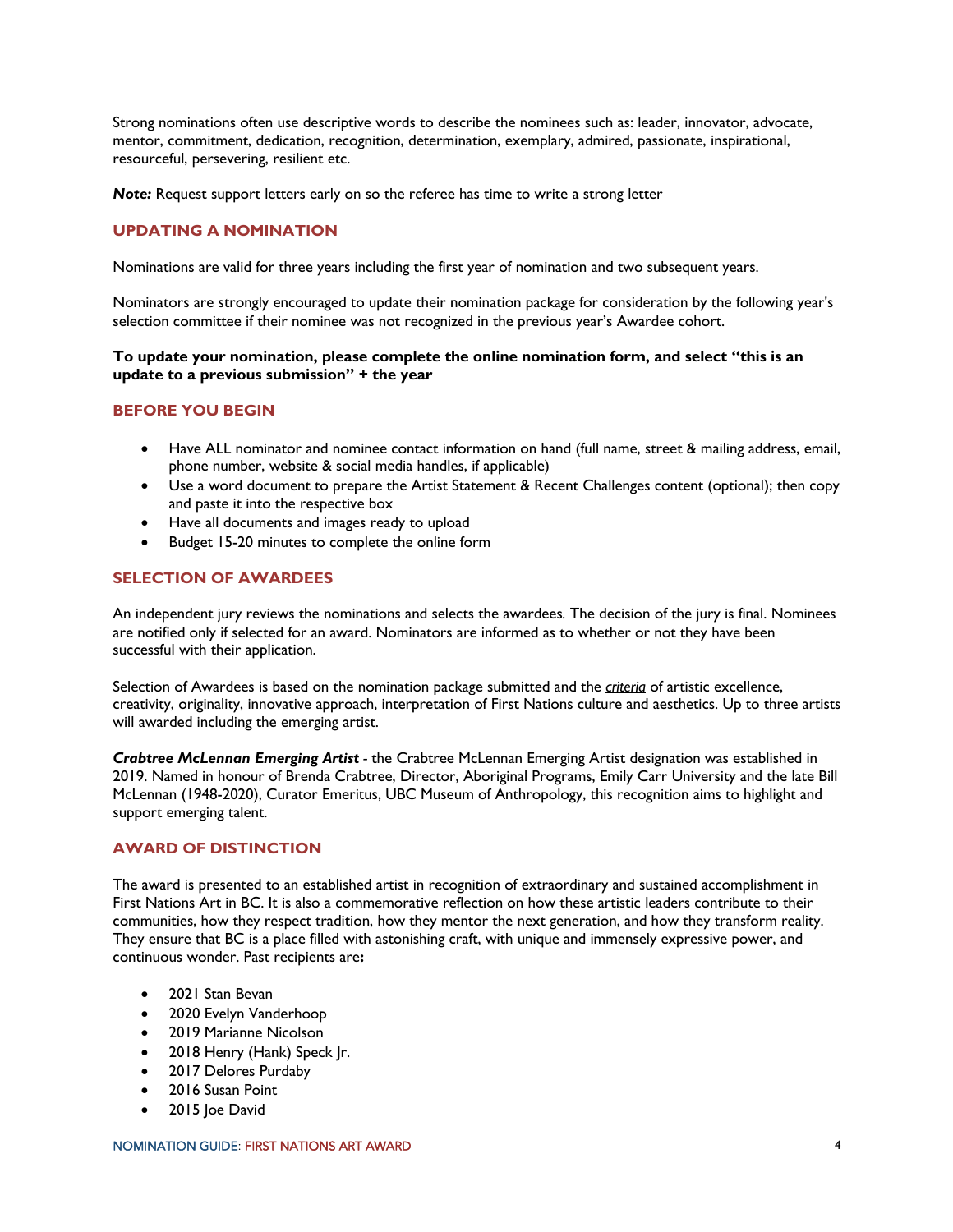Strong nominations often use descriptive words to describe the nominees such as: leader, innovator, advocate, mentor, commitment, dedication, recognition, determination, exemplary, admired, passionate, inspirational, resourceful, persevering, resilient etc.

***Note:*** Request support letters early on so the referee has time to write a strong letter

## UPDATING A NOMINATION

Nominations are valid for three years including the first year of nomination and two subsequent years.

Nominators are strongly encouraged to update their nomination package for consideration by the following year's selection committee if their nominee was not recognized in the previous year's Awardee cohort.

**To update your nomination, please complete the online nomination form, and select "this is an update to a previous submission" + the year**

## BEFORE YOU BEGIN

- Have ALL nominator and nominee contact information on hand (full name, street & mailing address, email, phone number, website & social media handles, if applicable)
- Use a word document to prepare the Artist Statement & Recent Challenges content (optional); then copy and paste it into the respective box
- Have all documents and images ready to upload
- Budget 15-20 minutes to complete the online form

## SELECTION OF AWARDEES

An independent jury reviews the nominations and selects the awardees. The decision of the jury is final. Nominees are notified only if selected for an award. Nominators are informed as to whether or not they have been successful with their application.

Selection of Awardees is based on the nomination package submitted and the *criteria* of artistic excellence, creativity, originality, innovative approach, interpretation of First Nations culture and aesthetics. Up to three artists will awarded including the emerging artist.

***Crabtree McLennan Emerging Artist*** - the Crabtree McLennan Emerging Artist designation was established in 2019. Named in honour of Brenda Crabtree, Director, Aboriginal Programs, Emily Carr University and the late Bill McLennan (1948-2020), Curator Emeritus, UBC Museum of Anthropology, this recognition aims to highlight and support emerging talent.

## AWARD OF DISTINCTION

The award is presented to an established artist in recognition of extraordinary and sustained accomplishment in First Nations Art in BC. It is also a commemorative reflection on how these artistic leaders contribute to their communities, how they respect tradition, how they mentor the next generation, and how they transform reality. They ensure that BC is a place filled with astonishing craft, with unique and immensely expressive power, and continuous wonder. Past recipients are**:**

- 2021 Stan Bevan
- 2020 Evelyn Vanderhoop
- 2019 Marianne Nicolson
- 2018 Henry (Hank) Speck Jr.
- 2017 Delores Purdaby
- 2016 Susan Point
- 2015 Joe David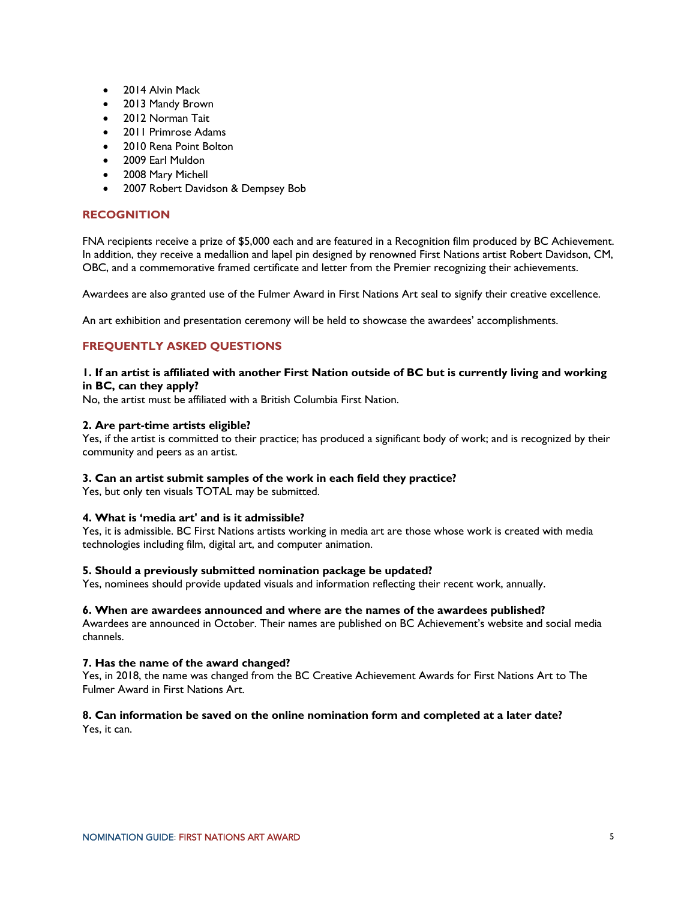- 2014 Alvin Mack
- 2013 Mandy Brown
- 2012 Norman Tait
- 2011 Primrose Adams
- 2010 Rena Point Bolton
- 2009 Earl Muldon
- 2008 Mary Michell
- 2007 Robert Davidson & Dempsey Bob

## RECOGNITION

FNA recipients receive a prize of $5,000 each and are featured in a Recognition film produced by BC Achievement. In addition, they receive a medallion and lapel pin designed by renowned First Nations artist Robert Davidson, CM, OBC, and a commemorative framed certificate and letter from the Premier recognizing their achievements.

Awardees are also granted use of the Fulmer Award in First Nations Art seal to signify their creative excellence.

An art exhibition and presentation ceremony will be held to showcase the awardees' accomplishments.

## FREQUENTLY ASKED QUESTIONS

**1. If an artist is affiliated with another First Nation outside of BC but is currently living and working in BC, can they apply?**
No, the artist must be affiliated with a British Columbia First Nation.

**2. Are part-time artists eligible?**
Yes, if the artist is committed to their practice; has produced a significant body of work; and is recognized by their community and peers as an artist.

**3. Can an artist submit samples of the work in each field they practice?**
Yes, but only ten visuals TOTAL may be submitted.

**4. What is 'media art' and is it admissible?**
Yes, it is admissible. BC First Nations artists working in media art are those whose work is created with media technologies including film, digital art, and computer animation.

**5. Should a previously submitted nomination package be updated?**
Yes, nominees should provide updated visuals and information reflecting their recent work, annually.

**6. When are awardees announced and where are the names of the awardees published?**
Awardees are announced in October. Their names are published on BC Achievement's website and social media channels.

**7. Has the name of the award changed?**
Yes, in 2018, the name was changed from the BC Creative Achievement Awards for First Nations Art to The Fulmer Award in First Nations Art.

**8. Can information be saved on the online nomination form and completed at a later date?**
Yes, it can.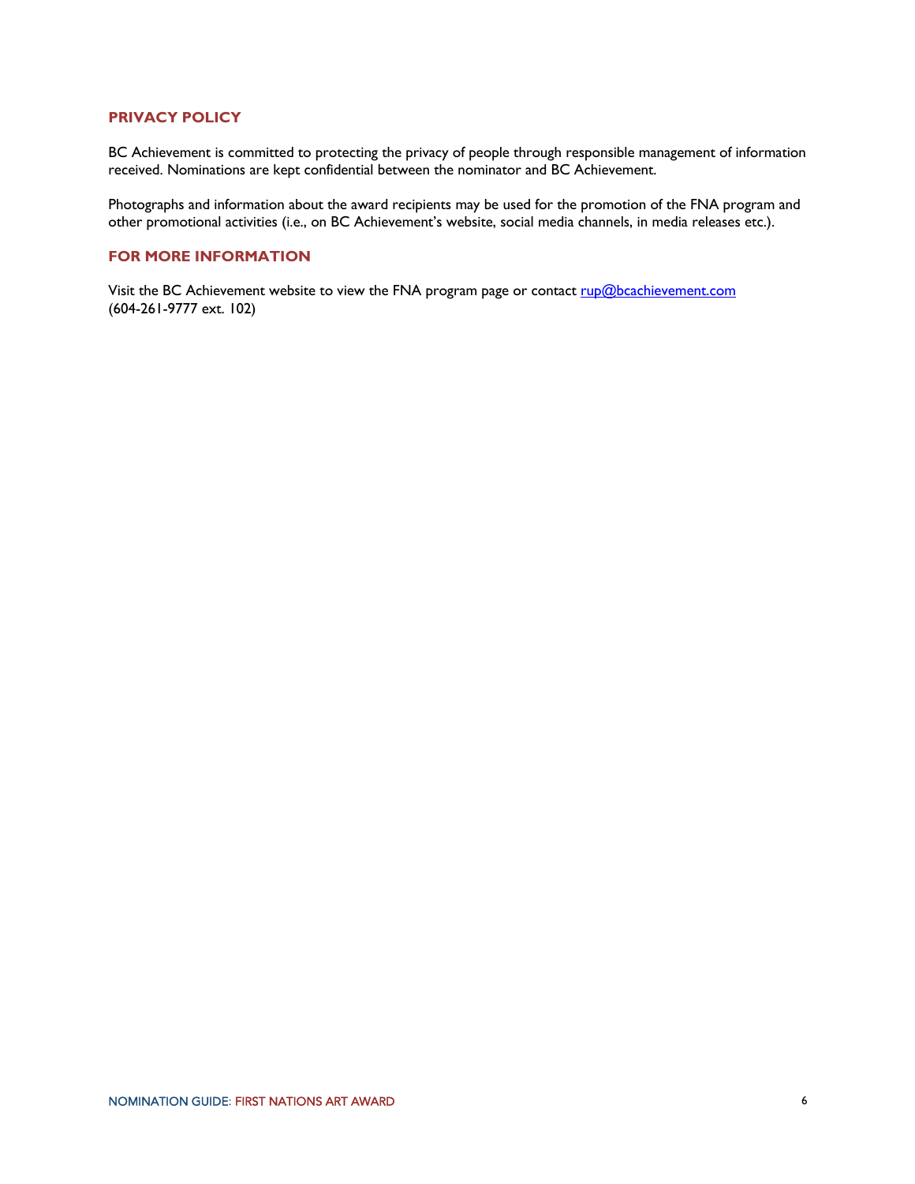## PRIVACY POLICY

BC Achievement is committed to protecting the privacy of people through responsible management of information received. Nominations are kept confidential between the nominator and BC Achievement.

Photographs and information about the award recipients may be used for the promotion of the FNA program and other promotional activities (i.e., on BC Achievement's website, social media channels, in media releases etc.).

## FOR MORE INFORMATION

Visit the BC Achievement website to view the FNA program page or contact rup@bcachievement.com (604-261-9777 ext. 102)